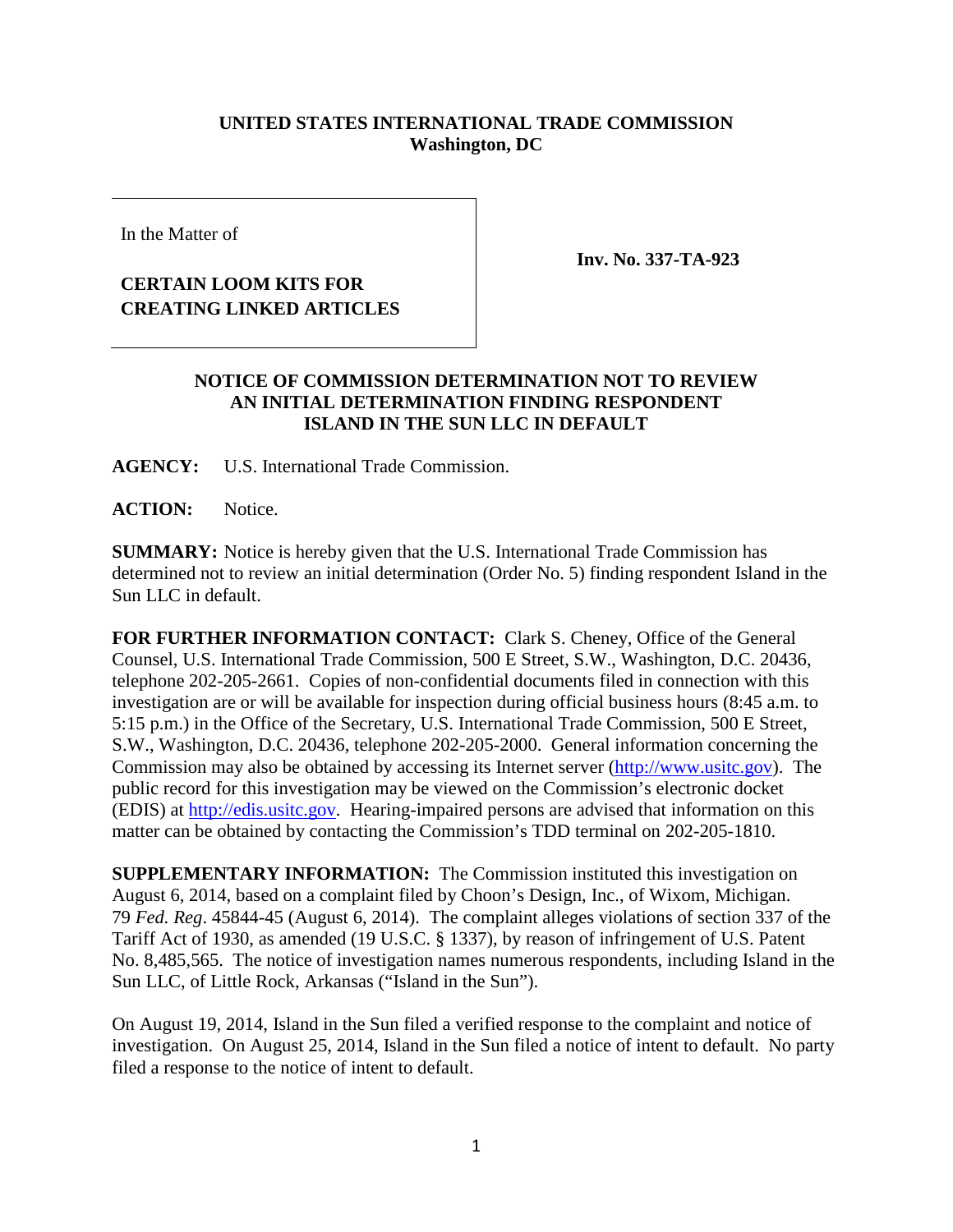**UNITED STATES INTERNATIONAL TRADE COMMISSION**
**Washington, DC**

| In the Matter of<br><br>**CERTAIN LOOM KITS FOR CREATING LINKED ARTICLES** | **Inv. No. 337-TA-923** |
|---|---|

**NOTICE OF COMMISSION DETERMINATION NOT TO REVIEW AN INITIAL DETERMINATION FINDING RESPONDENT ISLAND IN THE SUN LLC IN DEFAULT**

**AGENCY:** U.S. International Trade Commission.

**ACTION:** Notice.

**SUMMARY:** Notice is hereby given that the U.S. International Trade Commission has determined not to review an initial determination (Order No. 5) finding respondent Island in the Sun LLC in default.

**FOR FURTHER INFORMATION CONTACT:** Clark S. Cheney, Office of the General Counsel, U.S. International Trade Commission, 500 E Street, S.W., Washington, D.C. 20436, telephone 202-205-2661. Copies of non-confidential documents filed in connection with this investigation are or will be available for inspection during official business hours (8:45 a.m. to 5:15 p.m.) in the Office of the Secretary, U.S. International Trade Commission, 500 E Street, S.W., Washington, D.C. 20436, telephone 202-205-2000. General information concerning the Commission may also be obtained by accessing its Internet server (http://www.usitc.gov). The public record for this investigation may be viewed on the Commission's electronic docket (EDIS) at http://edis.usitc.gov. Hearing-impaired persons are advised that information on this matter can be obtained by contacting the Commission's TDD terminal on 202-205-1810.

**SUPPLEMENTARY INFORMATION:** The Commission instituted this investigation on August 6, 2014, based on a complaint filed by Choon's Design, Inc., of Wixom, Michigan. 79 *Fed. Reg*. 45844-45 (August 6, 2014). The complaint alleges violations of section 337 of the Tariff Act of 1930, as amended (19 U.S.C. § 1337), by reason of infringement of U.S. Patent No. 8,485,565. The notice of investigation names numerous respondents, including Island in the Sun LLC, of Little Rock, Arkansas ("Island in the Sun").

On August 19, 2014, Island in the Sun filed a verified response to the complaint and notice of investigation. On August 25, 2014, Island in the Sun filed a notice of intent to default. No party filed a response to the notice of intent to default.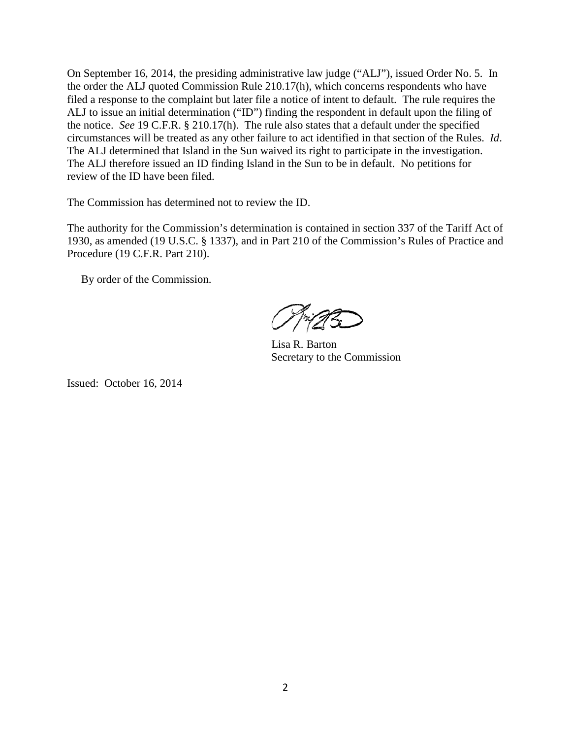On September 16, 2014, the presiding administrative law judge ("ALJ"), issued Order No. 5. In the order the ALJ quoted Commission Rule 210.17(h), which concerns respondents who have filed a response to the complaint but later file a notice of intent to default. The rule requires the ALJ to issue an initial determination ("ID") finding the respondent in default upon the filing of the notice. *See* 19 C.F.R. § 210.17(h). The rule also states that a default under the specified circumstances will be treated as any other failure to act identified in that section of the Rules. *Id*. The ALJ determined that Island in the Sun waived its right to participate in the investigation. The ALJ therefore issued an ID finding Island in the Sun to be in default. No petitions for review of the ID have been filed.

The Commission has determined not to review the ID.

The authority for the Commission's determination is contained in section 337 of the Tariff Act of 1930, as amended (19 U.S.C. § 1337), and in Part 210 of the Commission's Rules of Practice and Procedure (19 C.F.R. Part 210).

By order of the Commission.

Lisa R. Barton
Secretary to the Commission

Issued: October 16, 2014